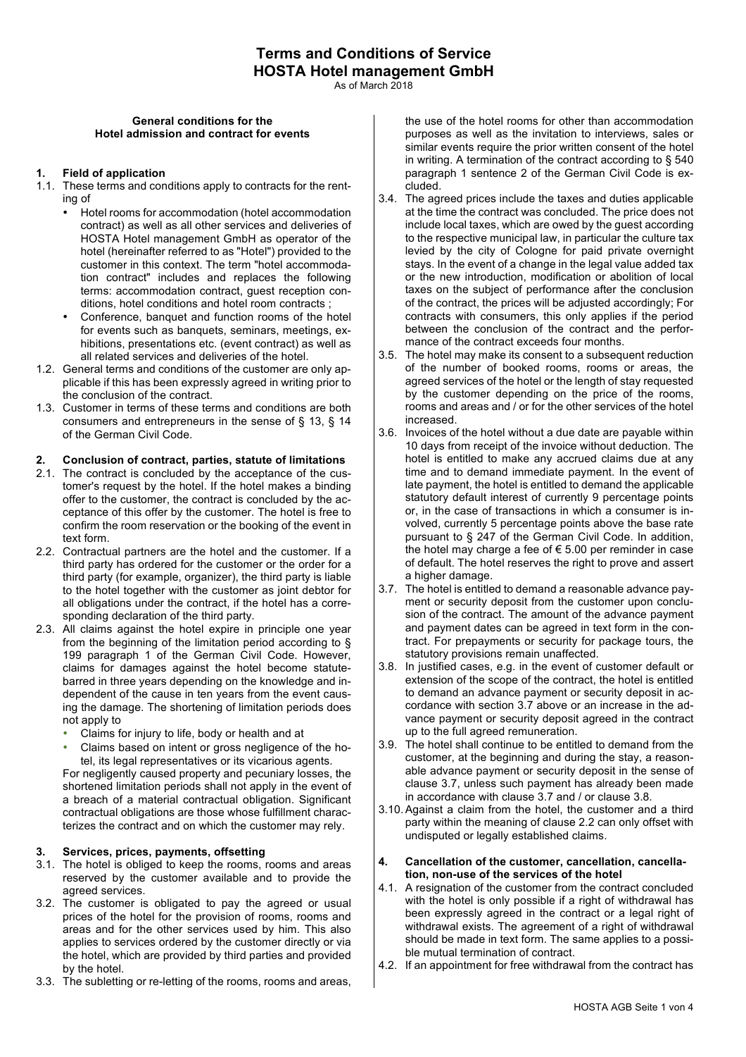# Terms and Conditions of Service
# HOSTA Hotel management GmbH

As of March 2018

**General conditions for the Hotel admission and contract for events**

### 1. Field of application

1.1. These terms and conditions apply to contracts for the renting of
- Hotel rooms for accommodation (hotel accommodation contract) as well as all other services and deliveries of HOSTA Hotel management GmbH as operator of the hotel (hereinafter referred to as "Hotel") provided to the customer in this context. The term "hotel accommodation contract" includes and replaces the following terms: accommodation contract, guest reception conditions, hotel conditions and hotel room contracts ;
- Conference, banquet and function rooms of the hotel for events such as banquets, seminars, meetings, exhibitions, presentations etc. (event contract) as well as all related services and deliveries of the hotel.

1.2. General terms and conditions of the customer are only applicable if this has been expressly agreed in writing prior to the conclusion of the contract.

1.3. Customer in terms of these terms and conditions are both consumers and entrepreneurs in the sense of § 13, § 14 of the German Civil Code.

### 2. Conclusion of contract, parties, statute of limitations

2.1. The contract is concluded by the acceptance of the customer's request by the hotel. If the hotel makes a binding offer to the customer, the contract is concluded by the acceptance of this offer by the customer. The hotel is free to confirm the room reservation or the booking of the event in text form.

2.2. Contractual partners are the hotel and the customer. If a third party has ordered for the customer or the order for a third party (for example, organizer), the third party is liable to the hotel together with the customer as joint debtor for all obligations under the contract, if the hotel has a corresponding declaration of the third party.

2.3. All claims against the hotel expire in principle one year from the beginning of the limitation period according to § 199 paragraph 1 of the German Civil Code. However, claims for damages against the hotel become statute-barred in three years depending on the knowledge and independent of the cause in ten years from the event causing the damage. The shortening of limitation periods does not apply to
- Claims for injury to life, body or health and at
- Claims based on intent or gross negligence of the hotel, its legal representatives or its vicarious agents.

For negligently caused property and pecuniary losses, the shortened limitation periods shall not apply in the event of a breach of a material contractual obligation. Significant contractual obligations are those whose fulfillment characterizes the contract and on which the customer may rely.

### 3. Services, prices, payments, offsetting

3.1. The hotel is obliged to keep the rooms, rooms and areas reserved by the customer available and to provide the agreed services.

3.2. The customer is obligated to pay the agreed or usual prices of the hotel for the provision of rooms, rooms and areas and for the other services used by him. This also applies to services ordered by the customer directly or via the hotel, which are provided by third parties and provided by the hotel.

3.3. The subletting or re-letting of the rooms, rooms and areas, the use of the hotel rooms for other than accommodation purposes as well as the invitation to interviews, sales or similar events require the prior written consent of the hotel in writing. A termination of the contract according to § 540 paragraph 1 sentence 2 of the German Civil Code is excluded.

3.4. The agreed prices include the taxes and duties applicable at the time the contract was concluded. The price does not include local taxes, which are owed by the guest according to the respective municipal law, in particular the culture tax levied by the city of Cologne for paid private overnight stays. In the event of a change in the legal value added tax or the new introduction, modification or abolition of local taxes on the subject of performance after the conclusion of the contract, the prices will be adjusted accordingly; For contracts with consumers, this only applies if the period between the conclusion of the contract and the performance of the contract exceeds four months.

3.5. The hotel may make its consent to a subsequent reduction of the number of booked rooms, rooms or areas, the agreed services of the hotel or the length of stay requested by the customer depending on the price of the rooms, rooms and areas and / or for the other services of the hotel increased.

3.6. Invoices of the hotel without a due date are payable within 10 days from receipt of the invoice without deduction. The hotel is entitled to make any accrued claims due at any time and to demand immediate payment. In the event of late payment, the hotel is entitled to demand the applicable statutory default interest of currently 9 percentage points or, in the case of transactions in which a consumer is involved, currently 5 percentage points above the base rate pursuant to § 247 of the German Civil Code. In addition, the hotel may charge a fee of € 5.00 per reminder in case of default. The hotel reserves the right to prove and assert a higher damage.

3.7. The hotel is entitled to demand a reasonable advance payment or security deposit from the customer upon conclusion of the contract. The amount of the advance payment and payment dates can be agreed in text form in the contract. For prepayments or security for package tours, the statutory provisions remain unaffected.

3.8. In justified cases, e.g. in the event of customer default or extension of the scope of the contract, the hotel is entitled to demand an advance payment or security deposit in accordance with section 3.7 above or an increase in the advance payment or security deposit agreed in the contract up to the full agreed remuneration.

3.9. The hotel shall continue to be entitled to demand from the customer, at the beginning and during the stay, a reasonable advance payment or security deposit in the sense of clause 3.7, unless such payment has already been made in accordance with clause 3.7 and / or clause 3.8.

3.10. Against a claim from the hotel, the customer and a third party within the meaning of clause 2.2 can only offset with undisputed or legally established claims.

### 4. Cancellation of the customer, cancellation, cancellation, non-use of the services of the hotel

4.1. A resignation of the customer from the contract concluded with the hotel is only possible if a right of withdrawal has been expressly agreed in the contract or a legal right of withdrawal exists. The agreement of a right of withdrawal should be made in text form. The same applies to a possible mutual termination of contract.

4.2. If an appointment for free withdrawal from the contract has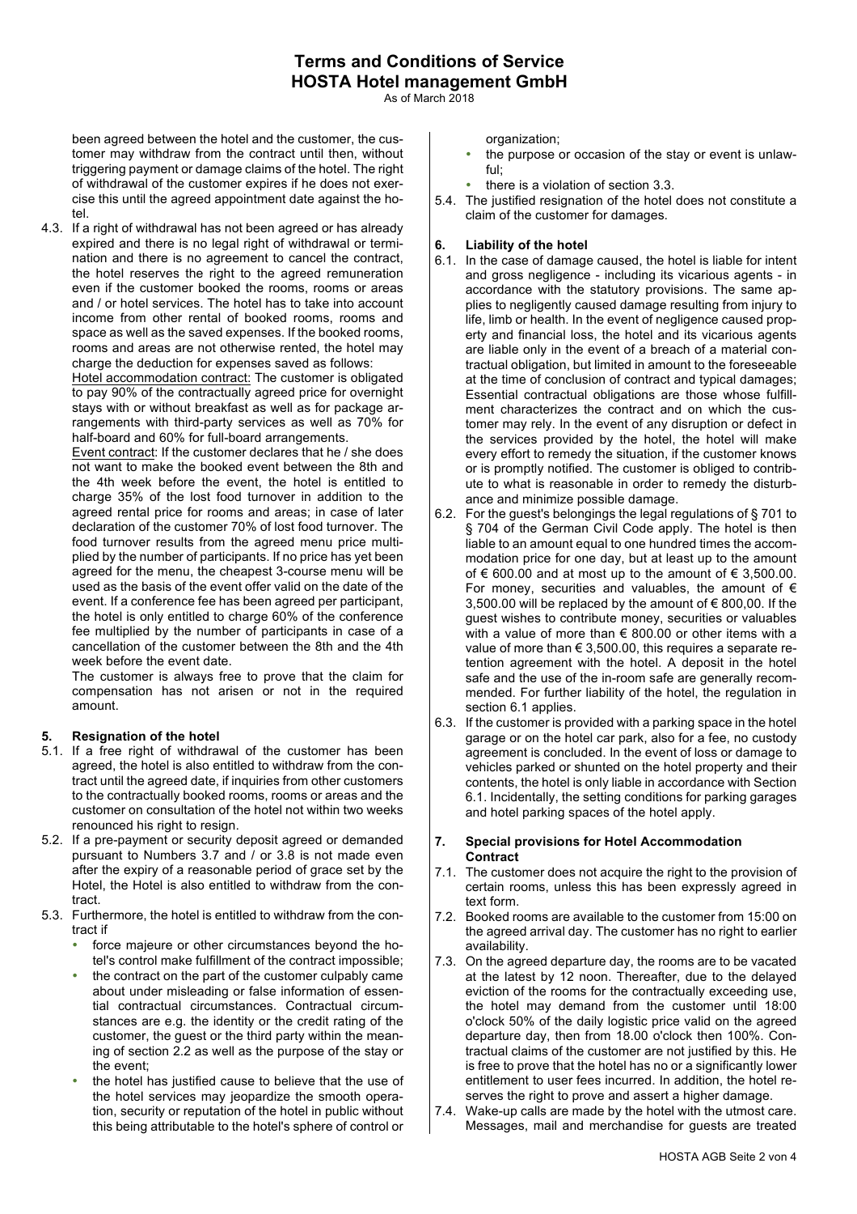been agreed between the hotel and the customer, the customer may withdraw from the contract until then, without triggering payment or damage claims of the hotel. The right of withdrawal of the customer expires if he does not exercise this until the agreed appointment date against the hotel.

4.3. If a right of withdrawal has not been agreed or has already expired and there is no legal right of withdrawal or termination and there is no agreement to cancel the contract, the hotel reserves the right to the agreed remuneration even if the customer booked the rooms, rooms or areas and / or hotel services. The hotel has to take into account income from other rental of booked rooms, rooms and space as well as the saved expenses. If the booked rooms, rooms and areas are not otherwise rented, the hotel may charge the deduction for expenses saved as follows:

Hotel accommodation contract: The customer is obligated to pay 90% of the contractually agreed price for overnight stays with or without breakfast as well as for package arrangements with third-party services as well as 70% for half-board and 60% for full-board arrangements.

Event contract: If the customer declares that he / she does not want to make the booked event between the 8th and the 4th week before the event, the hotel is entitled to charge 35% of the lost food turnover in addition to the agreed rental price for rooms and areas; in case of later declaration of the customer 70% of lost food turnover. The food turnover results from the agreed menu price multiplied by the number of participants. If no price has yet been agreed for the menu, the cheapest 3-course menu will be used as the basis of the event offer valid on the date of the event. If a conference fee has been agreed per participant, the hotel is only entitled to charge 60% of the conference fee multiplied by the number of participants in case of a cancellation of the customer between the 8th and the 4th week before the event date.

The customer is always free to prove that the claim for compensation has not arisen or not in the required amount.

## 5. Resignation of the hotel

5.1. If a free right of withdrawal of the customer has been agreed, the hotel is also entitled to withdraw from the contract until the agreed date, if inquiries from other customers to the contractually booked rooms, rooms or areas and the customer on consultation of the hotel not within two weeks renounced his right to resign.

5.2. If a pre-payment or security deposit agreed or demanded pursuant to Numbers 3.7 and / or 3.8 is not made even after the expiry of a reasonable period of grace set by the Hotel, the Hotel is also entitled to withdraw from the contract.

5.3. Furthermore, the hotel is entitled to withdraw from the contract if

- force majeure or other circumstances beyond the hotel's control make fulfillment of the contract impossible;
- the contract on the part of the customer culpably came about under misleading or false information of essential contractual circumstances. Contractual circumstances are e.g. the identity or the credit rating of the customer, the guest or the third party within the meaning of section 2.2 as well as the purpose of the stay or the event;
- the hotel has justified cause to believe that the use of the hotel services may jeopardize the smooth operation, security or reputation of the hotel in public without this being attributable to the hotel's sphere of control or organization;
- the purpose or occasion of the stay or event is unlawful;
- there is a violation of section 3.3.

5.4. The justified resignation of the hotel does not constitute a claim of the customer for damages.

## 6. Liability of the hotel

6.1. In the case of damage caused, the hotel is liable for intent and gross negligence - including its vicarious agents - in accordance with the statutory provisions. The same applies to negligently caused damage resulting from injury to life, limb or health. In the event of negligence caused property and financial loss, the hotel and its vicarious agents are liable only in the event of a breach of a material contractual obligation, but limited in amount to the foreseeable at the time of conclusion of contract and typical damages; Essential contractual obligations are those whose fulfillment characterizes the contract and on which the customer may rely. In the event of any disruption or defect in the services provided by the hotel, the hotel will make every effort to remedy the situation, if the customer knows or is promptly notified. The customer is obliged to contribute to what is reasonable in order to remedy the disturbance and minimize possible damage.

6.2. For the guest's belongings the legal regulations of § 701 to § 704 of the German Civil Code apply. The hotel is then liable to an amount equal to one hundred times the accommodation price for one day, but at least up to the amount of € 600.00 and at most up to the amount of € 3,500.00. For money, securities and valuables, the amount of € 3,500.00 will be replaced by the amount of € 800,00. If the guest wishes to contribute money, securities or valuables with a value of more than € 800.00 or other items with a value of more than € 3,500.00, this requires a separate retention agreement with the hotel. A deposit in the hotel safe and the use of the in-room safe are generally recommended. For further liability of the hotel, the regulation in section 6.1 applies.

6.3. If the customer is provided with a parking space in the hotel garage or on the hotel car park, also for a fee, no custody agreement is concluded. In the event of loss or damage to vehicles parked or shunted on the hotel property and their contents, the hotel is only liable in accordance with Section 6.1. Incidentally, the setting conditions for parking garages and hotel parking spaces of the hotel apply.

## 7. Special provisions for Hotel Accommodation Contract

7.1. The customer does not acquire the right to the provision of certain rooms, unless this has been expressly agreed in text form.

7.2. Booked rooms are available to the customer from 15:00 on the agreed arrival day. The customer has no right to earlier availability.

7.3. On the agreed departure day, the rooms are to be vacated at the latest by 12 noon. Thereafter, due to the delayed eviction of the rooms for the contractually exceeding use, the hotel may demand from the customer until 18:00 o'clock 50% of the daily logistic price valid on the agreed departure day, then from 18.00 o'clock then 100%. Contractual claims of the customer are not justified by this. He is free to prove that the hotel has no or a significantly lower entitlement to user fees incurred. In addition, the hotel reserves the right to prove and assert a higher damage.

7.4. Wake-up calls are made by the hotel with the utmost care. Messages, mail and merchandise for guests are treated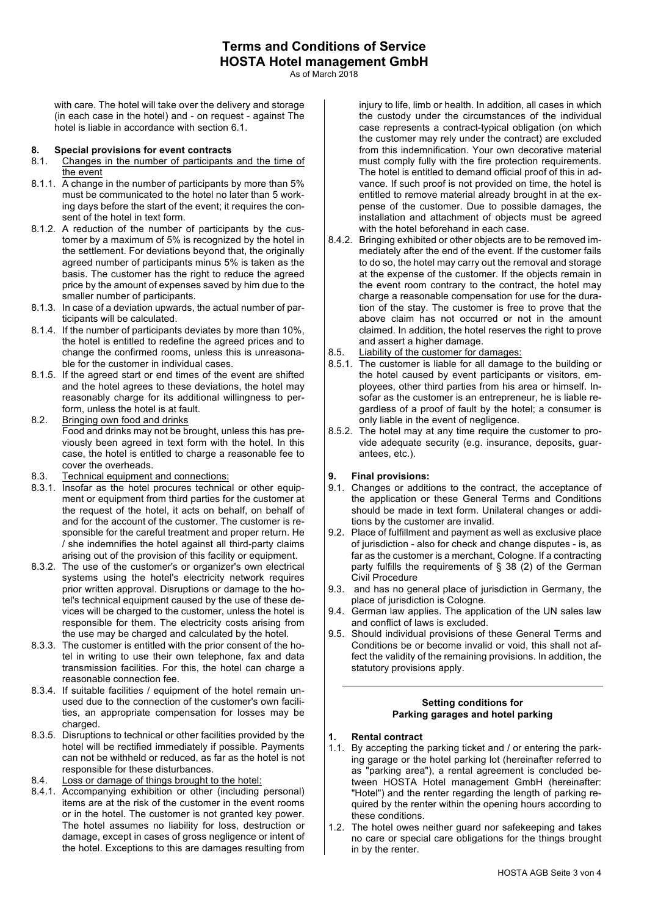with care. The hotel will take over the delivery and storage (in each case in the hotel) and - on request - against The hotel is liable in accordance with section 6.1.

## 8. Special provisions for event contracts

8.1. Changes in the number of participants and the time of the event

8.1.1. A change in the number of participants by more than 5% must be communicated to the hotel no later than 5 working days before the start of the event; it requires the consent of the hotel in text form.

8.1.2. A reduction of the number of participants by the customer by a maximum of 5% is recognized by the hotel in the settlement. For deviations beyond that, the originally agreed number of participants minus 5% is taken as the basis. The customer has the right to reduce the agreed price by the amount of expenses saved by him due to the smaller number of participants.

8.1.3. In case of a deviation upwards, the actual number of participants will be calculated.

8.1.4. If the number of participants deviates by more than 10%, the hotel is entitled to redefine the agreed prices and to change the confirmed rooms, unless this is unreasonable for the customer in individual cases.

8.1.5. If the agreed start or end times of the event are shifted and the hotel agrees to these deviations, the hotel may reasonably charge for its additional willingness to perform, unless the hotel is at fault.

8.2. Bringing own food and drinks

Food and drinks may not be brought, unless this has previously been agreed in text form with the hotel. In this case, the hotel is entitled to charge a reasonable fee to cover the overheads.

8.3. Technical equipment and connections:

8.3.1. Insofar as the hotel procures technical or other equipment or equipment from third parties for the customer at the request of the hotel, it acts on behalf, on behalf of and for the account of the customer. The customer is responsible for the careful treatment and proper return. He / she indemnifies the hotel against all third-party claims arising out of the provision of this facility or equipment.

8.3.2. The use of the customer's or organizer's own electrical systems using the hotel's electricity network requires prior written approval. Disruptions or damage to the hotel's technical equipment caused by the use of these devices will be charged to the customer, unless the hotel is responsible for them. The electricity costs arising from the use may be charged and calculated by the hotel.

8.3.3. The customer is entitled with the prior consent of the hotel in writing to use their own telephone, fax and data transmission facilities. For this, the hotel can charge a reasonable connection fee.

8.3.4. If suitable facilities / equipment of the hotel remain unused due to the connection of the customer's own facilities, an appropriate compensation for losses may be charged.

8.3.5. Disruptions to technical or other facilities provided by the hotel will be rectified immediately if possible. Payments can not be withheld or reduced, as far as the hotel is not responsible for these disturbances.

8.4. Loss or damage of things brought to the hotel:

8.4.1. Accompanying exhibition or other (including personal) items are at the risk of the customer in the event rooms or in the hotel. The customer is not granted key power. The hotel assumes no liability for loss, destruction or damage, except in cases of gross negligence or intent of the hotel. Exceptions to this are damages resulting from injury to life, limb or health. In addition, all cases in which the custody under the circumstances of the individual case represents a contract-typical obligation (on which the customer may rely under the contract) are excluded from this indemnification. Your own decorative material must comply fully with the fire protection requirements. The hotel is entitled to demand official proof of this in advance. If such proof is not provided on time, the hotel is entitled to remove material already brought in at the expense of the customer. Due to possible damages, the installation and attachment of objects must be agreed with the hotel beforehand in each case.

8.4.2. Bringing exhibited or other objects are to be removed immediately after the end of the event. If the customer fails to do so, the hotel may carry out the removal and storage at the expense of the customer. If the objects remain in the event room contrary to the contract, the hotel may charge a reasonable compensation for use for the duration of the stay. The customer is free to prove that the above claim has not occurred or not in the amount claimed. In addition, the hotel reserves the right to prove and assert a higher damage.

8.5. Liability of the customer for damages:

8.5.1. The customer is liable for all damage to the building or the hotel caused by event participants or visitors, employees, other third parties from his area or himself. Insofar as the customer is an entrepreneur, he is liable regardless of a proof of fault by the hotel; a consumer is only liable in the event of negligence.

8.5.2. The hotel may at any time require the customer to provide adequate security (e.g. insurance, deposits, guarantees, etc.).

## 9. Final provisions:

9.1. Changes or additions to the contract, the acceptance of the application or these General Terms and Conditions should be made in text form. Unilateral changes or additions by the customer are invalid.

9.2. Place of fulfillment and payment as well as exclusive place of jurisdiction - also for check and change disputes - is, as far as the customer is a merchant, Cologne. If a contracting party fulfills the requirements of § 38 (2) of the German Civil Procedure

9.3. and has no general place of jurisdiction in Germany, the place of jurisdiction is Cologne.

9.4. German law applies. The application of the UN sales law and conflict of laws is excluded.

9.5. Should individual provisions of these General Terms and Conditions be or become invalid or void, this shall not affect the validity of the remaining provisions. In addition, the statutory provisions apply.

---

## Setting conditions for Parking garages and hotel parking

### 1. Rental contract

1.1. By accepting the parking ticket and / or entering the parking garage or the hotel parking lot (hereinafter referred to as "parking area"), a rental agreement is concluded between HOSTA Hotel management GmbH (hereinafter: "Hotel") and the renter regarding the length of parking required by the renter within the opening hours according to these conditions.

1.2. The hotel owes neither guard nor safekeeping and takes no care or special care obligations for the things brought in by the renter.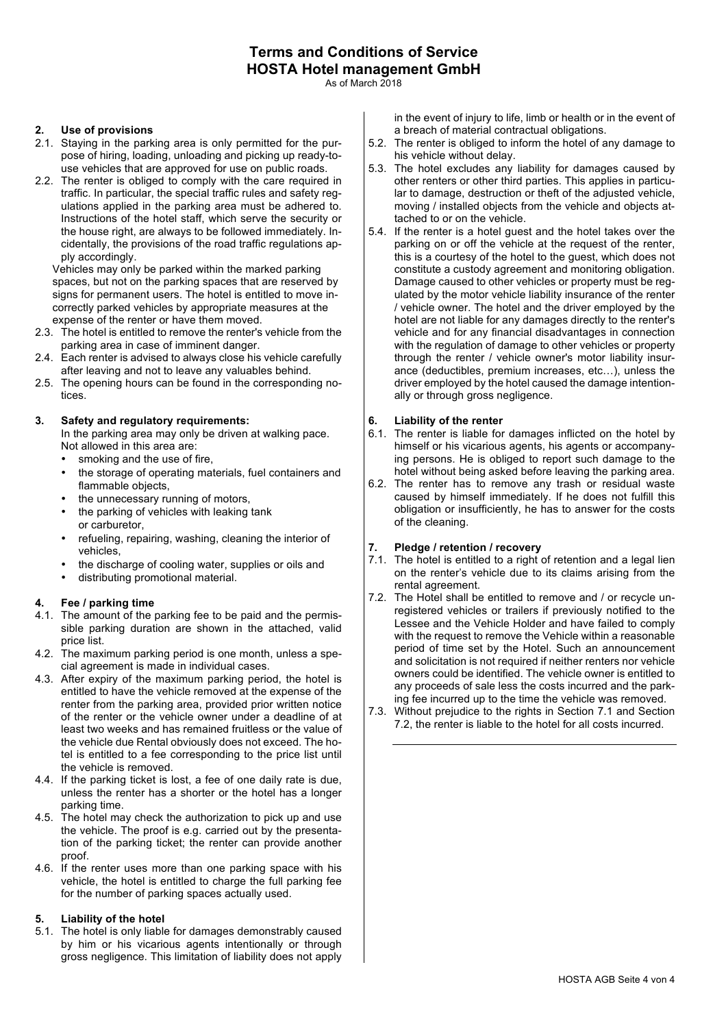# Terms and Conditions of Service
## HOSTA Hotel management GmbH

As of March 2018

### 2. Use of provisions

2.1. Staying in the parking area is only permitted for the purpose of hiring, loading, unloading and picking up ready-to-use vehicles that are approved for use on public roads.

2.2. The renter is obliged to comply with the care required in traffic. In particular, the special traffic rules and safety regulations applied in the parking area must be adhered to. Instructions of the hotel staff, which serve the security or the house right, are always to be followed immediately. Incidentally, the provisions of the road traffic regulations apply accordingly.
Vehicles may only be parked within the marked parking spaces, but not on the parking spaces that are reserved by signs for permanent users. The hotel is entitled to move incorrectly parked vehicles by appropriate measures at the expense of the renter or have them moved.

2.3. The hotel is entitled to remove the renter's vehicle from the parking area in case of imminent danger.

2.4. Each renter is advised to always close his vehicle carefully after leaving and not to leave any valuables behind.

2.5. The opening hours can be found in the corresponding notices.

### 3. Safety and regulatory requirements:

In the parking area may only be driven at walking pace. Not allowed in this area are:

- smoking and the use of fire,
- the storage of operating materials, fuel containers and flammable objects,
- the unnecessary running of motors,
- the parking of vehicles with leaking tank or carburetor,
- refueling, repairing, washing, cleaning the interior of vehicles,
- the discharge of cooling water, supplies or oils and
- distributing promotional material.

### 4. Fee / parking time

4.1. The amount of the parking fee to be paid and the permissible parking duration are shown in the attached, valid price list.

4.2. The maximum parking period is one month, unless a special agreement is made in individual cases.

4.3. After expiry of the maximum parking period, the hotel is entitled to have the vehicle removed at the expense of the renter from the parking area, provided prior written notice of the renter or the vehicle owner under a deadline of at least two weeks and has remained fruitless or the value of the vehicle due Rental obviously does not exceed. The hotel is entitled to a fee corresponding to the price list until the vehicle is removed.

4.4. If the parking ticket is lost, a fee of one daily rate is due, unless the renter has a shorter or the hotel has a longer parking time.

4.5. The hotel may check the authorization to pick up and use the vehicle. The proof is e.g. carried out by the presentation of the parking ticket; the renter can provide another proof.

4.6. If the renter uses more than one parking space with his vehicle, the hotel is entitled to charge the full parking fee for the number of parking spaces actually used.

### 5. Liability of the hotel

5.1. The hotel is only liable for damages demonstrably caused by him or his vicarious agents intentionally or through gross negligence. This limitation of liability does not apply in the event of injury to life, limb or health or in the event of a breach of material contractual obligations.

5.2. The renter is obliged to inform the hotel of any damage to his vehicle without delay.

5.3. The hotel excludes any liability for damages caused by other renters or other third parties. This applies in particular to damage, destruction or theft of the adjusted vehicle, moving / installed objects from the vehicle and objects attached to or on the vehicle.

5.4. If the renter is a hotel guest and the hotel takes over the parking on or off the vehicle at the request of the renter, this is a courtesy of the hotel to the guest, which does not constitute a custody agreement and monitoring obligation. Damage caused to other vehicles or property must be regulated by the motor vehicle liability insurance of the renter / vehicle owner. The hotel and the driver employed by the hotel are not liable for any damages directly to the renter's vehicle and for any financial disadvantages in connection with the regulation of damage to other vehicles or property through the renter / vehicle owner's motor liability insurance (deductibles, premium increases, etc…), unless the driver employed by the hotel caused the damage intentionally or through gross negligence.

### 6. Liability of the renter

6.1. The renter is liable for damages inflicted on the hotel by himself or his vicarious agents, his agents or accompanying persons. He is obliged to report such damage to the hotel without being asked before leaving the parking area.

6.2. The renter has to remove any trash or residual waste caused by himself immediately. If he does not fulfill this obligation or insufficiently, he has to answer for the costs of the cleaning.

### 7. Pledge / retention / recovery

7.1. The hotel is entitled to a right of retention and a legal lien on the renter's vehicle due to its claims arising from the rental agreement.

7.2. The Hotel shall be entitled to remove and / or recycle unregistered vehicles or trailers if previously notified to the Lessee and the Vehicle Holder and have failed to comply with the request to remove the Vehicle within a reasonable period of time set by the Hotel. Such an announcement and solicitation is not required if neither renters nor vehicle owners could be identified. The vehicle owner is entitled to any proceeds of sale less the costs incurred and the parking fee incurred up to the time the vehicle was removed.

7.3. Without prejudice to the rights in Section 7.1 and Section 7.2, the renter is liable to the hotel for all costs incurred.